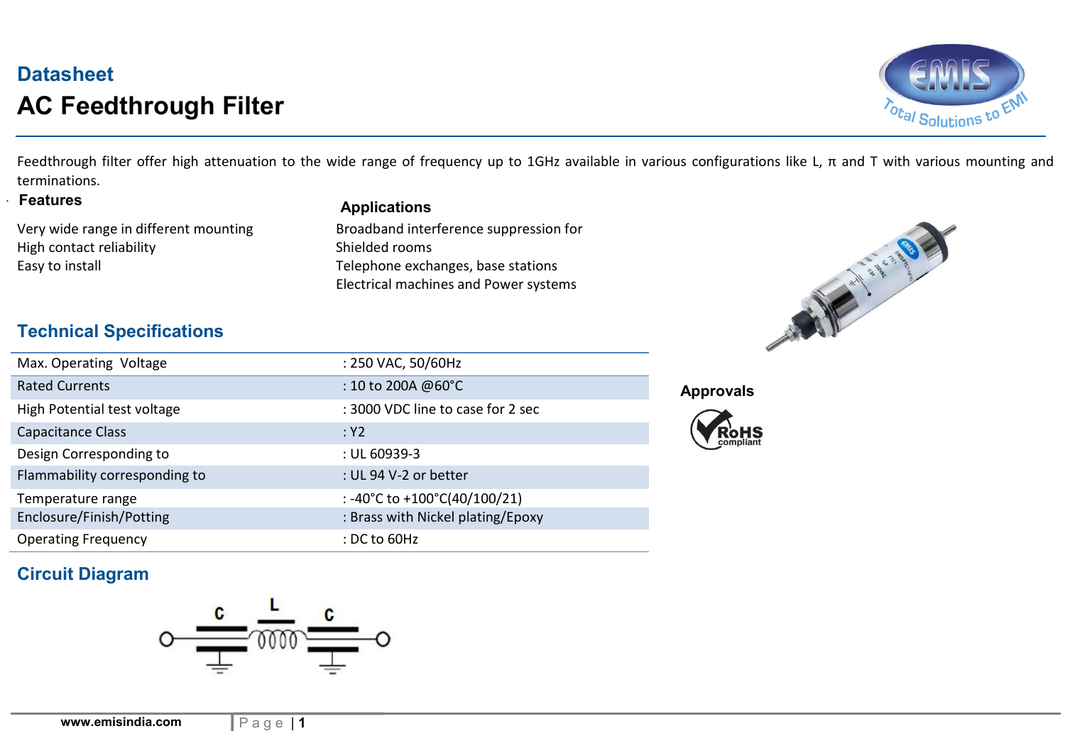## Datasheet

# AC Feedthrough Filter

Feedthrough filter offer high attenuation to the wide range of frequency up to 1GHz available in various configurations like L, π and T with various mounting and terminations.

### Features

Very wide range in different mounting
High contact reliability
Easy to install

### Applications

Broadband interference suppression for
Shielded rooms
Telephone exchanges, base stations
Electrical machines and Power systems

## Technical Specifications

| | |
|---|---|
| Max. Operating Voltage | : 250 VAC, 50/60Hz |
| Rated Currents | : 10 to 200A @60°C |
| High Potential test voltage | : 3000 VDC line to case for 2 sec |
| Capacitance Class | : Y2 |
| Design Corresponding to | : UL 60939-3 |
| Flammability corresponding to | : UL 94 V-2 or better |
| Temperature range | : -40°C to +100°C(40/100/21) |
| Enclosure/Finish/Potting | : Brass with Nickel plating/Epoxy |
| Operating Frequency | : DC to 60Hz |

### Approvals

RoHS compliant

## Circuit Diagram

C L C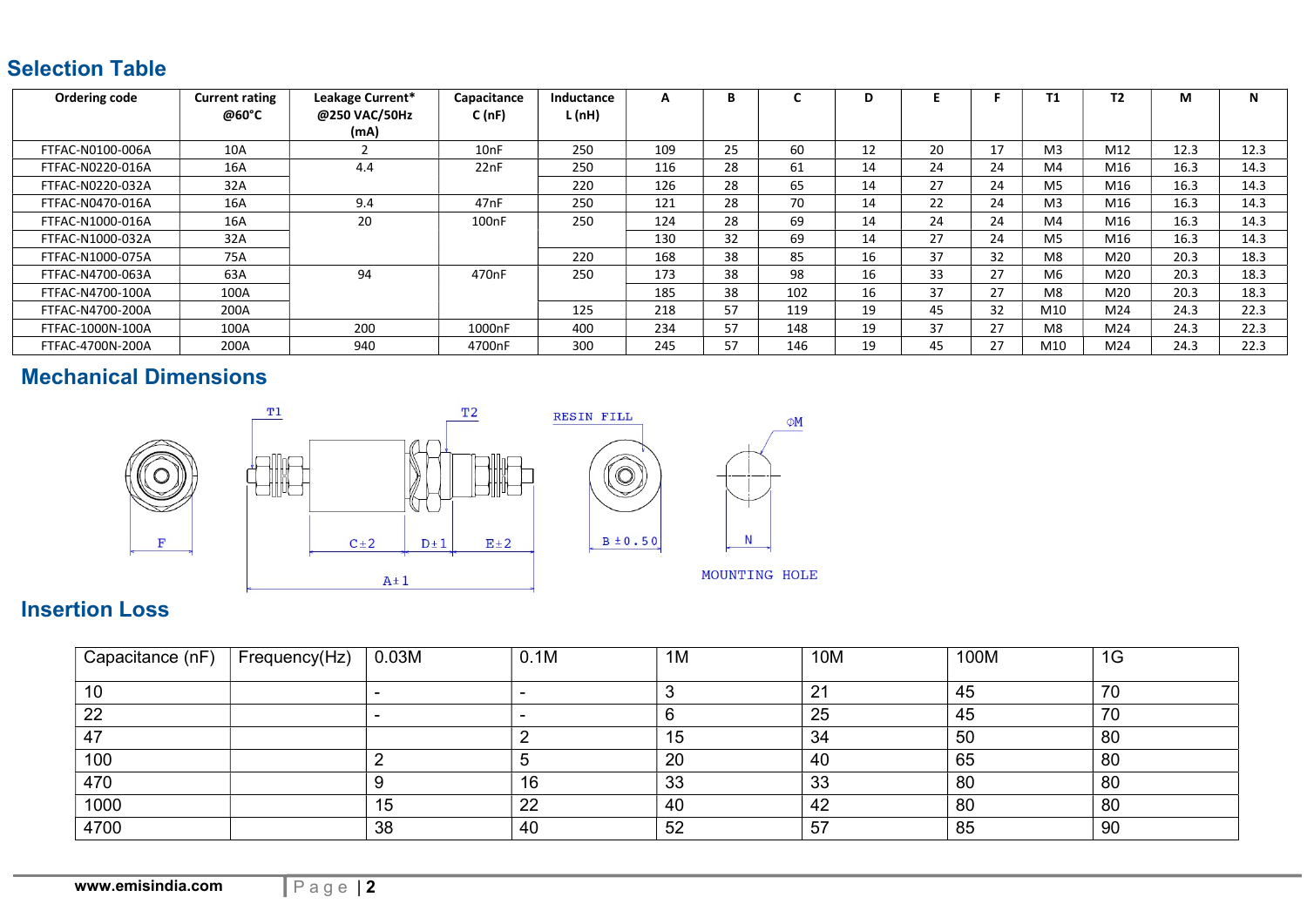## Selection Table

| Ordering code | Current rating @60°C | Leakage Current* @250 VAC/50Hz (mA) | Capacitance C (nF) | Inductance L (nH) | A | B | C | D | E | F | T1 | T2 | M | N |
|---|---|---|---|---|---|---|---|---|---|---|---|---|---|---|
| FTFAC-N0100-006A | 10A | 2 | 10nF | 250 | 109 | 25 | 60 | 12 | 20 | 17 | M3 | M12 | 12.3 | 12.3 |
| FTFAC-N0220-016A | 16A | 4.4 | 22nF | 250 | 116 | 28 | 61 | 14 | 24 | 24 | M4 | M16 | 16.3 | 14.3 |
| FTFAC-N0220-032A | 32A | | | 220 | 126 | 28 | 65 | 14 | 27 | 24 | M5 | M16 | 16.3 | 14.3 |
| FTFAC-N0470-016A | 16A | 9.4 | 47nF | 250 | 121 | 28 | 70 | 14 | 22 | 24 | M3 | M16 | 16.3 | 14.3 |
| FTFAC-N1000-016A | 16A | 20 | 100nF | 250 | 124 | 28 | 69 | 14 | 24 | 24 | M4 | M16 | 16.3 | 14.3 |
| FTFAC-N1000-032A | 32A | | | | 130 | 32 | 69 | 14 | 27 | 24 | M5 | M16 | 16.3 | 14.3 |
| FTFAC-N1000-075A | 75A | | | 220 | 168 | 38 | 85 | 16 | 37 | 32 | M8 | M20 | 20.3 | 18.3 |
| FTFAC-N4700-063A | 63A | 94 | 470nF | 250 | 173 | 38 | 98 | 16 | 33 | 27 | M6 | M20 | 20.3 | 18.3 |
| FTFAC-N4700-100A | 100A | | | | 185 | 38 | 102 | 16 | 37 | 27 | M8 | M20 | 20.3 | 18.3 |
| FTFAC-N4700-200A | 200A | | | 125 | 218 | 57 | 119 | 19 | 45 | 32 | M10 | M24 | 24.3 | 22.3 |
| FTFAC-1000N-100A | 100A | 200 | 1000nF | 400 | 234 | 57 | 148 | 19 | 37 | 27 | M8 | M24 | 24.3 | 22.3 |
| FTFAC-4700N-200A | 200A | 940 | 4700nF | 300 | 245 | 57 | 146 | 19 | 45 | 27 | M10 | M24 | 24.3 | 22.3 |

## Mechanical Dimensions

T1 T2 RESIN FILL ΦM

F C±2 D±1 E±2 A±1 B ±0.50 N

MOUNTING HOLE

## Insertion Loss

| Capacitance (nF) | Frequency(Hz) | 0.03M | 0.1M | 1M | 10M | 100M | 1G |
|---|---|---|---|---|---|---|---|
| 10 | | - | - | 3 | 21 | 45 | 70 |
| 22 | | - | - | 6 | 25 | 45 | 70 |
| 47 | | | 2 | 15 | 34 | 50 | 80 |
| 100 | | 2 | 5 | 20 | 40 | 65 | 80 |
| 470 | | 9 | 16 | 33 | 33 | 80 | 80 |
| 1000 | | 15 | 22 | 40 | 42 | 80 | 80 |
| 4700 | | 38 | 40 | 52 | 57 | 85 | 90 |

www.emisindia.com